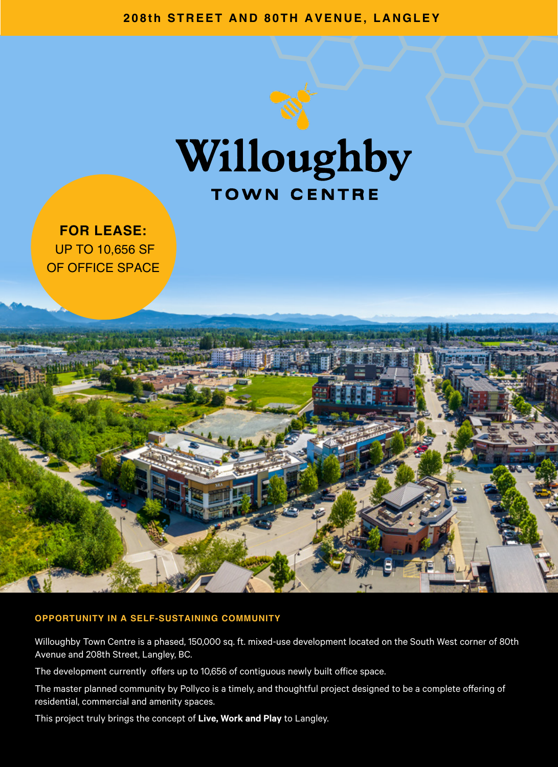208th STREET AND 80TH AVENUE, LANGLEY

# Willoughby

## TOWN CENTRE

**FOR LEASE:**
UP TO 10,656 SF
OF OFFICE SPACE

### OPPORTUNITY IN A SELF-SUSTAINING COMMUNITY

Willoughby Town Centre is a phased, 150,000 sq. ft. mixed-use development located on the South West corner of 80th Avenue and 208th Street, Langley, BC.

The development currently offers up to 10,656 of contiguous newly built office space.

The master planned community by Pollyco is a timely, and thoughtful project designed to be a complete offering of residential, commercial and amenity spaces.

This project truly brings the concept of **Live, Work and Play** to Langley.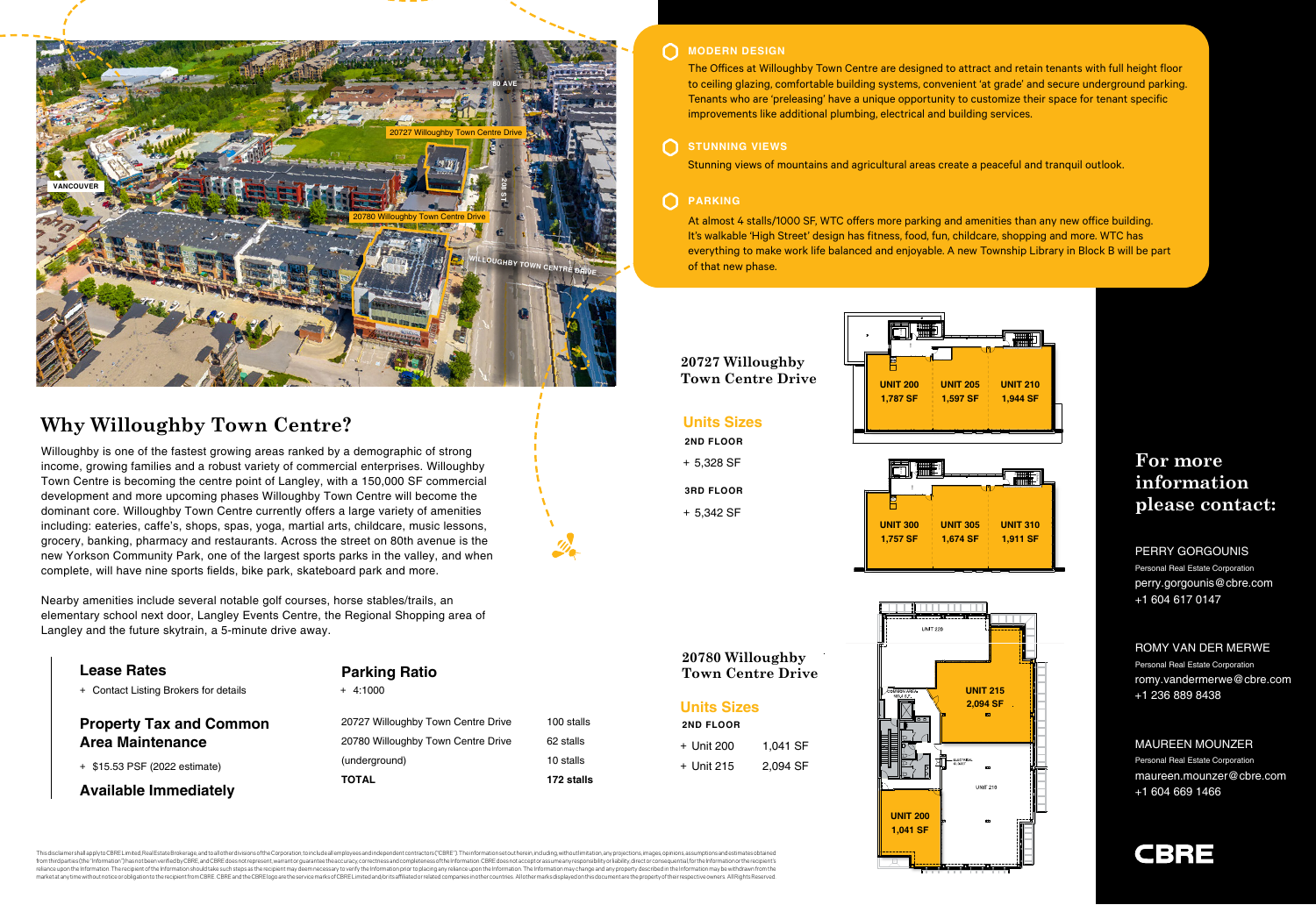## MODERN DESIGN

The Offices at Willoughby Town Centre are designed to attract and retain tenants with full height floor to ceiling glazing, comfortable building systems, convenient 'at grade' and secure underground parking. Tenants who are 'preleasing' have a unique opportunity to customize their space for tenant specific improvements like additional plumbing, electrical and building services.

## STUNNING VIEWS

Stunning views of mountains and agricultural areas create a peaceful and tranquil outlook.

## PARKING

At almost 4 stalls/1000 SF, WTC offers more parking and amenities than any new office building. It's walkable 'High Street' design has fitness, food, fun, childcare, shopping and more. WTC has everything to make work life balanced and enjoyable. A new Township Library in Block B will be part of that new phase.

80 AVE

20727 Willoughby Town Centre Drive

VANCOUVER

208 ST

20780 Willoughby Town Centre Drive

WILLOUGHBY TOWN CENTRE DRIVE

# Why Willoughby Town Centre?

Willoughby is one of the fastest growing areas ranked by a demographic of strong income, growing families and a robust variety of commercial enterprises. Willoughby Town Centre is becoming the centre point of Langley, with a 150,000 SF commercial development and more upcoming phases Willoughby Town Centre will become the dominant core. Willoughby Town Centre currently offers a large variety of amenities including: eateries, caffe's, shops, spas, yoga, martial arts, childcare, music lessons, grocery, banking, pharmacy and restaurants. Across the street on 80th avenue is the new Yorkson Community Park, one of the largest sports parks in the valley, and when complete, will have nine sports fields, bike park, skateboard park and more.

Nearby amenities include several notable golf courses, horse stables/trails, an elementary school next door, Langley Events Centre, the Regional Shopping area of Langley and the future skytrain, a 5-minute drive away.

## Lease Rates

+ Contact Listing Brokers for details

## Property Tax and Common Area Maintenance

+ $15.53 PSF (2022 estimate)

## Available Immediately

## Parking Ratio

+ 4:1000

| | |
|---|---|
| 20727 Willoughby Town Centre Drive | 100 stalls |
| 20780 Willoughby Town Centre Drive | 62 stalls |
| (underground) | 10 stalls |
| **TOTAL** | **172 stalls** |

## 20727 Willoughby Town Centre Drive

### Units Sizes

**2ND FLOOR**

+ 5,328 SF

**3RD FLOOR**

+ 5,342 SF

UNIT 200 1,787 SF | UNIT 205 1,597 SF | UNIT 210 1,944 SF

UNIT 300 1,757 SF | UNIT 305 1,674 SF | UNIT 310 1,911 SF

## 20780 Willoughby Town Centre Drive

### Units Sizes

**2ND FLOOR**

| | |
|---|---|
| + Unit 200 | 1,041 SF |
| + Unit 215 | 2,094 SF |

UNIT 220

UNIT 215 2,094 SF

UNIT 210

UNIT 200 1,041 SF

# For more information please contact:

PERRY GORGOUNIS
Personal Real Estate Corporation
perry.gorgounis@cbre.com
+1 604 617 0147

ROMY VAN DER MERWE
Personal Real Estate Corporation
romy.vandermerwe@cbre.com
+1 236 889 8438

MAUREEN MOUNZER
Personal Real Estate Corporation
maureen.mounzer@cbre.com
+1 604 669 1466

CBRE

This disclaimer shall apply to CBRE Limited, Real Estate Brokerage, and to all other divisions of the Corporation; to include all employees and independent contractors ("CBRE"). The information set out herein, including, without limitation, any projections, images, opinions, assumptions and estimates obtained from third parties (the "Information") has not been verified by CBRE, and CBRE does not represent, warrant or guarantee the accuracy, correctness and completeness of the Information. CBRE does not accept or assume any responsibility or liability, direct or consequential, for the Information or the recipient's reliance upon the Information. The recipient of the Information should take such steps as the recipient may deem necessary to verify the Information prior to placing any reliance upon the Information. The Information may change and any property described in the Information may be withdrawn from the market at any time without notice or obligation to the recipient from CBRE. CBRE and the CBRE logo are the service marks of CBRE Limited and/or its affiliated or related companies in other countries. All other marks displayed on this document are the property of their respective owners. All Rights Reserved.